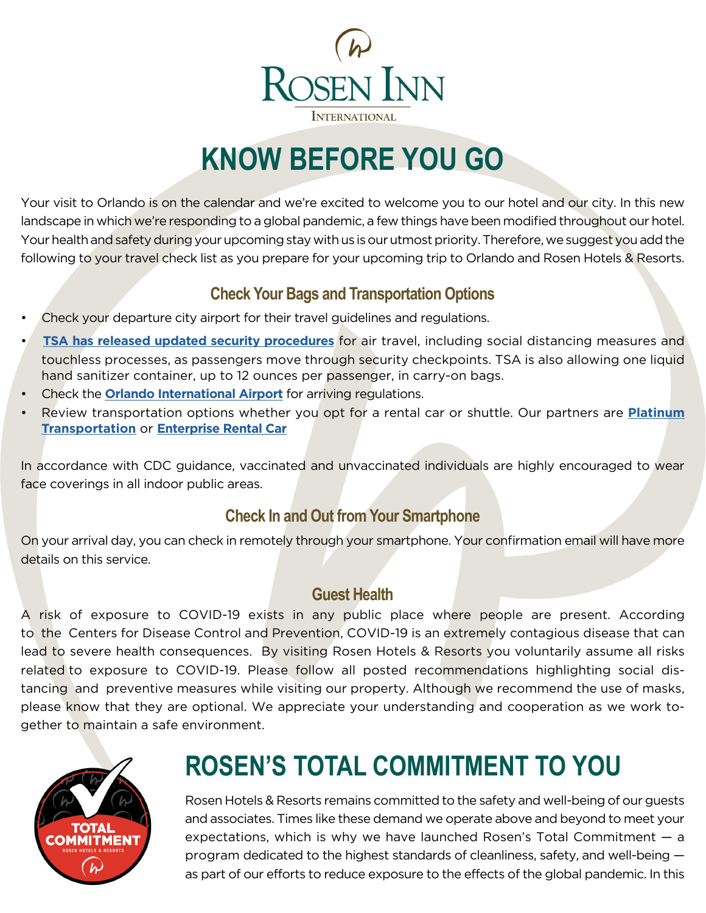ROSEN INN
INTERNATIONAL

# KNOW BEFORE YOU GO

Your visit to Orlando is on the calendar and we're excited to welcome you to our hotel and our city. In this new landscape in which we're responding to a global pandemic, a few things have been modified throughout our hotel. Your health and safety during your upcoming stay with us is our utmost priority. Therefore, we suggest you add the following to your travel check list as you prepare for your upcoming trip to Orlando and Rosen Hotels & Resorts.

## Check Your Bags and Transportation Options

- Check your departure city airport for their travel guidelines and regulations.
- **TSA has released updated security procedures** for air travel, including social distancing measures and touchless processes, as passengers move through security checkpoints. TSA is also allowing one liquid hand sanitizer container, up to 12 ounces per passenger, in carry-on bags.
- Check the **Orlando International Airport** for arriving regulations.
- Review transportation options whether you opt for a rental car or shuttle. Our partners are **Platinum Transportation** or **Enterprise Rental Car**

In accordance with CDC guidance, vaccinated and unvaccinated individuals are highly encouraged to wear face coverings in all indoor public areas.

## Check In and Out from Your Smartphone

On your arrival day, you can check in remotely through your smartphone. Your confirmation email will have more details on this service.

## Guest Health

A risk of exposure to COVID-19 exists in any public place where people are present. According to the Centers for Disease Control and Prevention, COVID-19 is an extremely contagious disease that can lead to severe health consequences. By visiting Rosen Hotels & Resorts you voluntarily assume all risks related to exposure to COVID-19. Please follow all posted recommendations highlighting social distancing and preventive measures while visiting our property. Although we recommend the use of masks, please know that they are optional. We appreciate your understanding and cooperation as we work together to maintain a safe environment.

TOTAL COMMITMENT
ROSEN HOTELS & RESORTS

# ROSEN'S TOTAL COMMITMENT TO YOU

Rosen Hotels & Resorts remains committed to the safety and well-being of our guests and associates. Times like these demand we operate above and beyond to meet your expectations, which is why we have launched Rosen's Total Commitment — a program dedicated to the highest standards of cleanliness, safety, and well-being — as part of our efforts to reduce exposure to the effects of the global pandemic. In this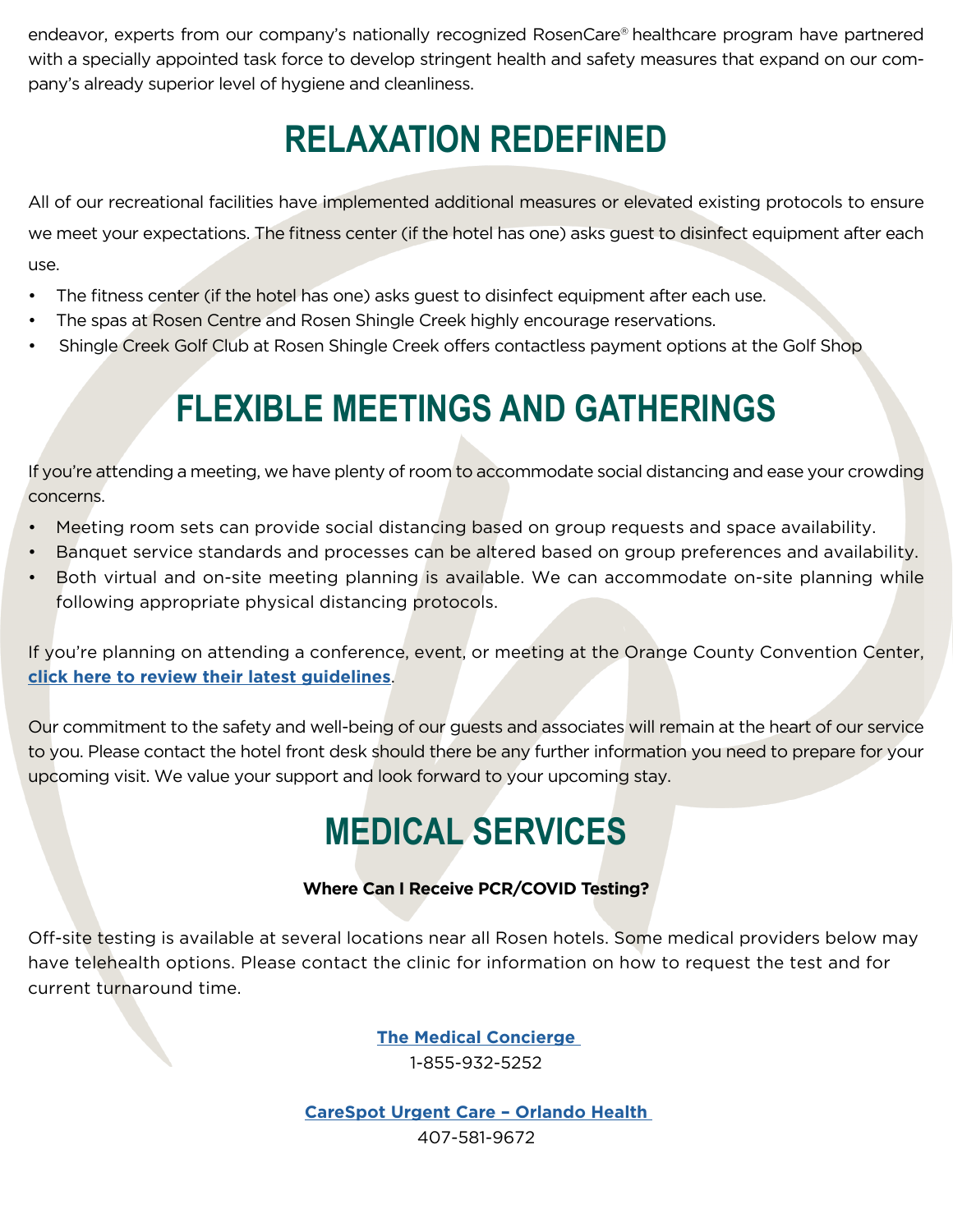endeavor, experts from our company's nationally recognized RosenCare® healthcare program have partnered with a specially appointed task force to develop stringent health and safety measures that expand on our company's already superior level of hygiene and cleanliness.

## RELAXATION REDEFINED

All of our recreational facilities have implemented additional measures or elevated existing protocols to ensure we meet your expectations. The fitness center (if the hotel has one) asks guest to disinfect equipment after each use.

- The fitness center (if the hotel has one) asks guest to disinfect equipment after each use.
- The spas at Rosen Centre and Rosen Shingle Creek highly encourage reservations.
- Shingle Creek Golf Club at Rosen Shingle Creek offers contactless payment options at the Golf Shop

## FLEXIBLE MEETINGS AND GATHERINGS

If you're attending a meeting, we have plenty of room to accommodate social distancing and ease your crowding concerns.

- Meeting room sets can provide social distancing based on group requests and space availability.
- Banquet service standards and processes can be altered based on group preferences and availability.
- Both virtual and on-site meeting planning is available. We can accommodate on-site planning while following appropriate physical distancing protocols.

If you're planning on attending a conference, event, or meeting at the Orange County Convention Center, **click here to review their latest guidelines**.

Our commitment to the safety and well-being of our guests and associates will remain at the heart of our service to you. Please contact the hotel front desk should there be any further information you need to prepare for your upcoming visit. We value your support and look forward to your upcoming stay.

## MEDICAL SERVICES

**Where Can I Receive PCR/COVID Testing?**

Off-site testing is available at several locations near all Rosen hotels. Some medical providers below may have telehealth options. Please contact the clinic for information on how to request the test and for current turnaround time.

**The Medical Concierge**
1-855-932-5252

**CareSpot Urgent Care – Orlando Health**
407-581-9672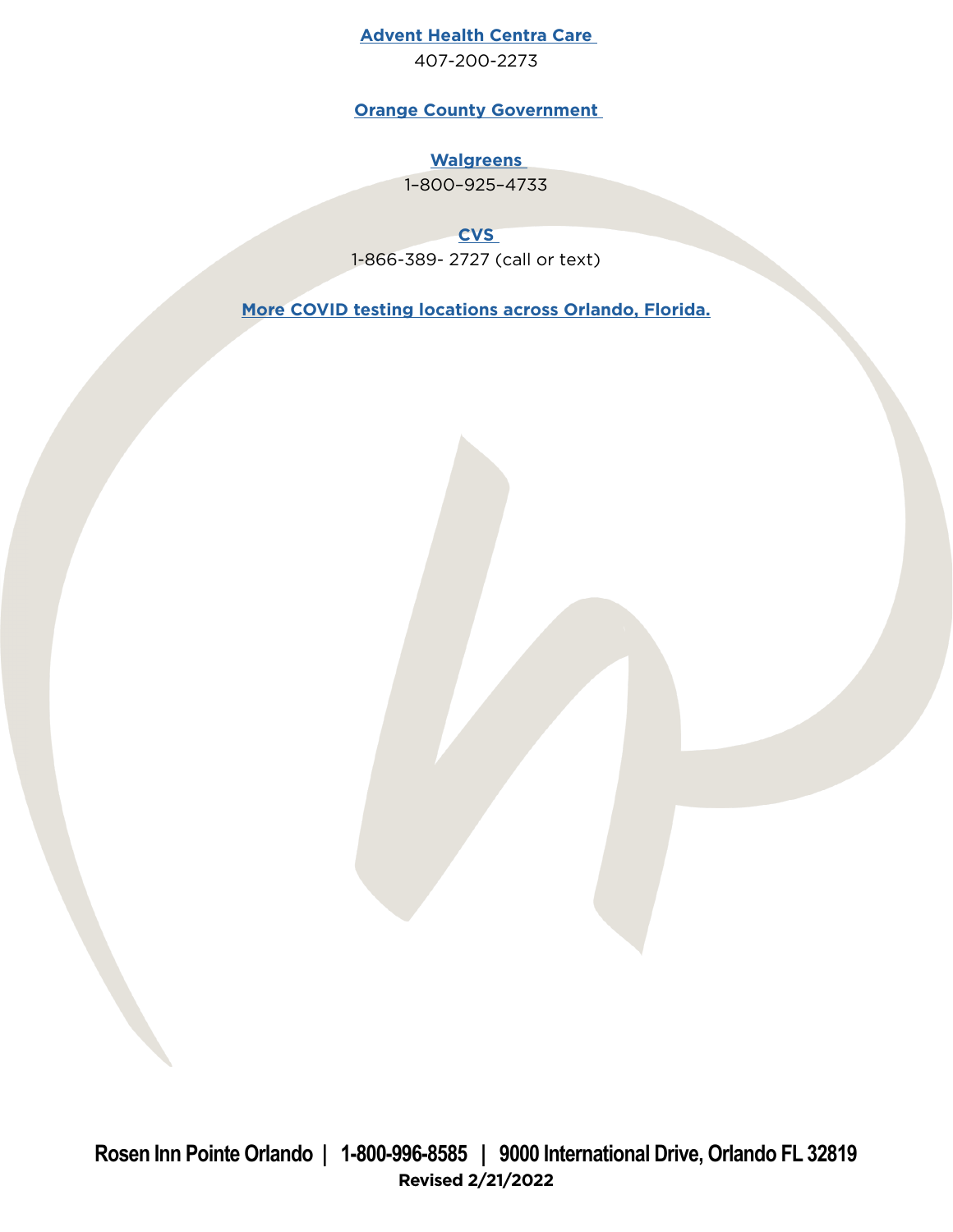**Advent Health Centra Care**

407-200-2273

**Orange County Government**

**Walgreens**

1–800–925–4733

**CVS**

1-866-389- 2727 (call or text)

**More COVID testing locations across Orlando, Florida.**